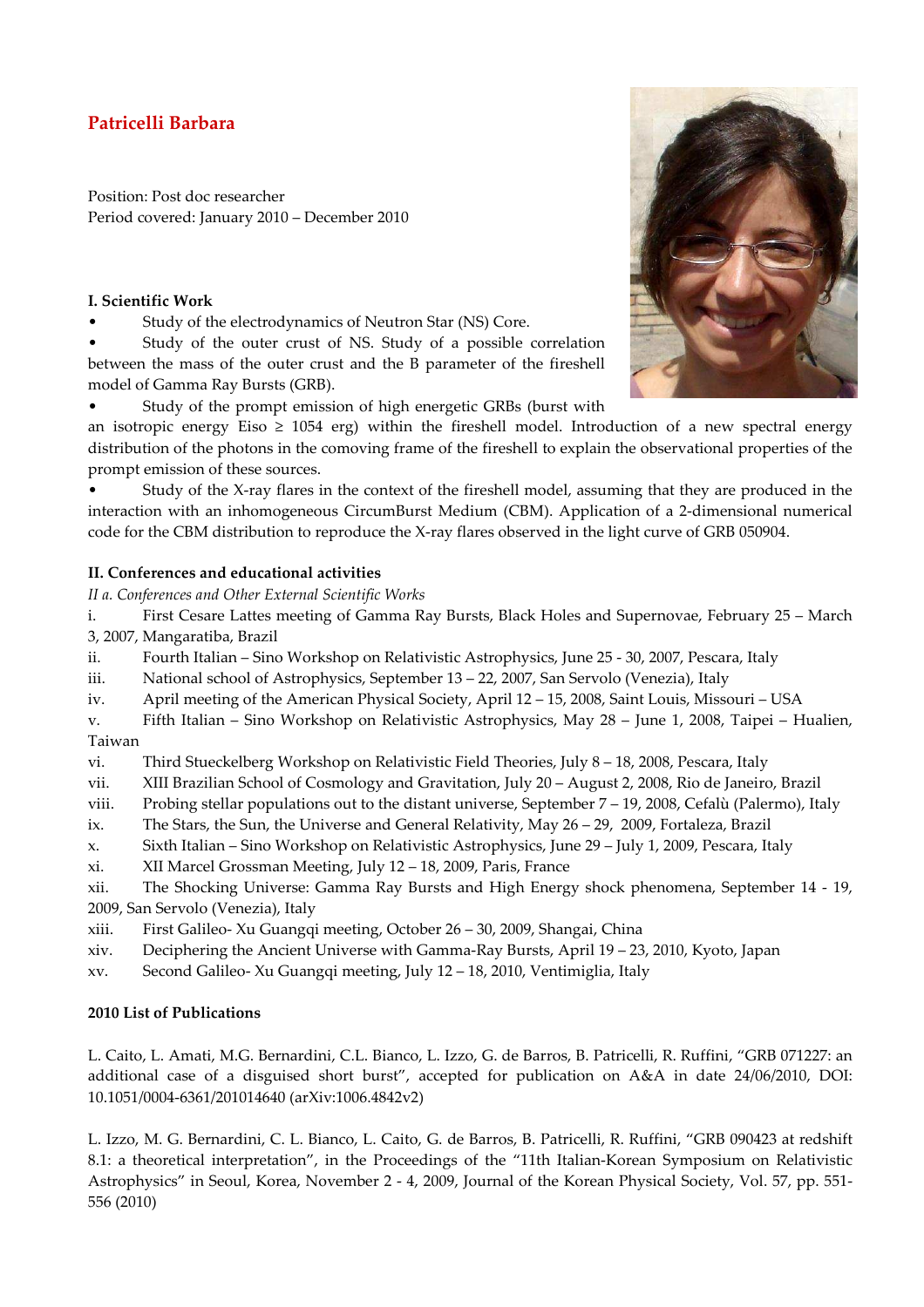# Patricelli Barbara

Position: Post doc researcher
Period covered: January 2010 – December 2010

## I. Scientific Work

- Study of the electrodynamics of Neutron Star (NS) Core.
- Study of the outer crust of NS. Study of a possible correlation between the mass of the outer crust and the B parameter of the fireshell model of Gamma Ray Bursts (GRB).
- Study of the prompt emission of high energetic GRBs (burst with an isotropic energy Eiso ≥ 1054 erg) within the fireshell model. Introduction of a new spectral energy distribution of the photons in the comoving frame of the fireshell to explain the observational properties of the prompt emission of these sources.
- Study of the X-ray flares in the context of the fireshell model, assuming that they are produced in the interaction with an inhomogeneous CircumBurst Medium (CBM). Application of a 2-dimensional numerical code for the CBM distribution to reproduce the X-ray flares observed in the light curve of GRB 050904.

## II. Conferences and educational activities

*II a. Conferences and Other External Scientific Works*

i. First Cesare Lattes meeting of Gamma Ray Bursts, Black Holes and Supernovae, February 25 – March 3, 2007, Mangaratiba, Brazil
ii. Fourth Italian – Sino Workshop on Relativistic Astrophysics, June 25 - 30, 2007, Pescara, Italy
iii. National school of Astrophysics, September 13 – 22, 2007, San Servolo (Venezia), Italy
iv. April meeting of the American Physical Society, April 12 – 15, 2008, Saint Louis, Missouri – USA
v. Fifth Italian – Sino Workshop on Relativistic Astrophysics, May 28 – June 1, 2008, Taipei – Hualien, Taiwan
vi. Third Stueckelberg Workshop on Relativistic Field Theories, July 8 – 18, 2008, Pescara, Italy
vii. XIII Brazilian School of Cosmology and Gravitation, July 20 – August 2, 2008, Rio de Janeiro, Brazil
viii. Probing stellar populations out to the distant universe, September 7 – 19, 2008, Cefalù (Palermo), Italy
ix. The Stars, the Sun, the Universe and General Relativity, May 26 – 29, 2009, Fortaleza, Brazil
x. Sixth Italian – Sino Workshop on Relativistic Astrophysics, June 29 – July 1, 2009, Pescara, Italy
xi. XII Marcel Grossman Meeting, July 12 – 18, 2009, Paris, France
xii. The Shocking Universe: Gamma Ray Bursts and High Energy shock phenomena, September 14 - 19, 2009, San Servolo (Venezia), Italy
xiii. First Galileo- Xu Guangqi meeting, October 26 – 30, 2009, Shangai, China
xiv. Deciphering the Ancient Universe with Gamma-Ray Bursts, April 19 – 23, 2010, Kyoto, Japan
xv. Second Galileo- Xu Guangqi meeting, July 12 – 18, 2010, Ventimiglia, Italy

## 2010 List of Publications

L. Caito, L. Amati, M.G. Bernardini, C.L. Bianco, L. Izzo, G. de Barros, B. Patricelli, R. Ruffini, "GRB 071227: an additional case of a disguised short burst", accepted for publication on A&A in date 24/06/2010, DOI: 10.1051/0004-6361/201014640 (arXiv:1006.4842v2)

L. Izzo, M. G. Bernardini, C. L. Bianco, L. Caito, G. de Barros, B. Patricelli, R. Ruffini, "GRB 090423 at redshift 8.1: a theoretical interpretation", in the Proceedings of the "11th Italian-Korean Symposium on Relativistic Astrophysics" in Seoul, Korea, November 2 - 4, 2009, Journal of the Korean Physical Society, Vol. 57, pp. 551-556 (2010)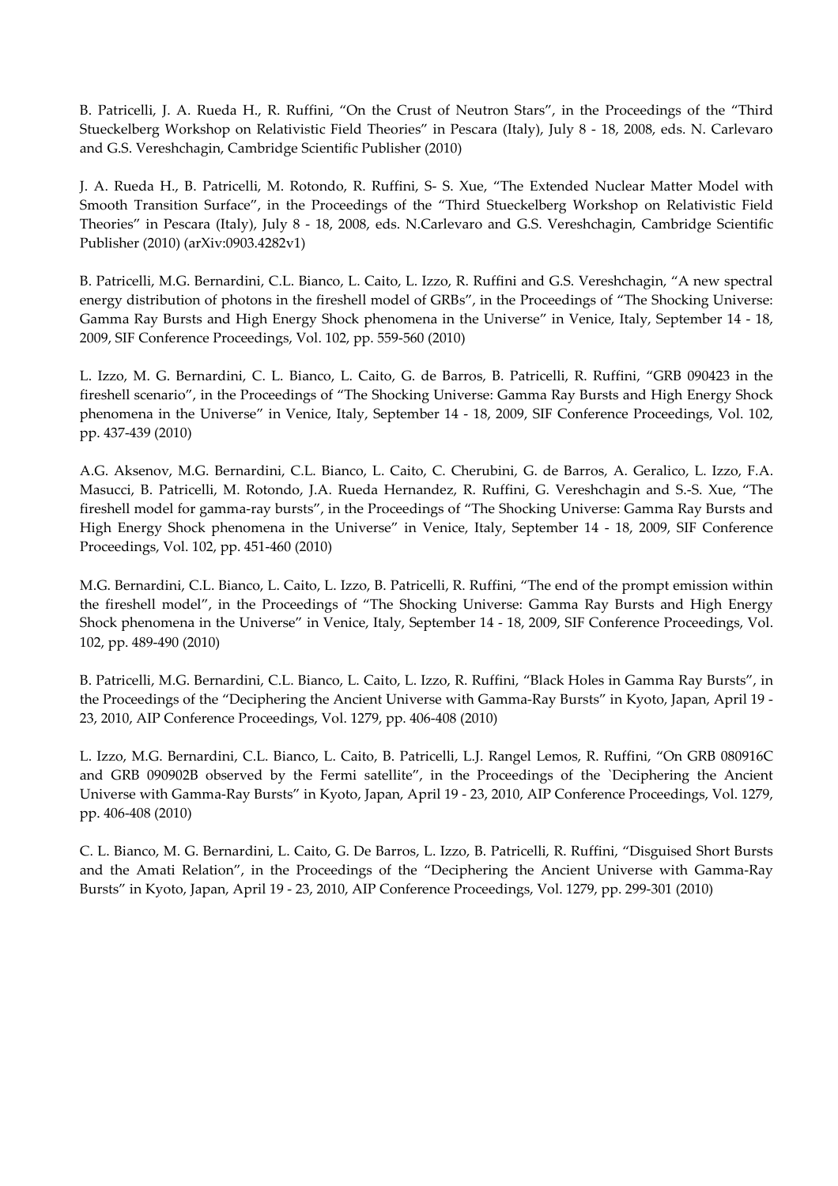B. Patricelli, J. A. Rueda H., R. Ruffini, "On the Crust of Neutron Stars", in the Proceedings of the "Third Stueckelberg Workshop on Relativistic Field Theories" in Pescara (Italy), July 8 - 18, 2008, eds. N. Carlevaro and G.S. Vereshchagin, Cambridge Scientific Publisher (2010)

J. A. Rueda H., B. Patricelli, M. Rotondo, R. Ruffini, S- S. Xue, "The Extended Nuclear Matter Model with Smooth Transition Surface", in the Proceedings of the "Third Stueckelberg Workshop on Relativistic Field Theories" in Pescara (Italy), July 8 - 18, 2008, eds. N.Carlevaro and G.S. Vereshchagin, Cambridge Scientific Publisher (2010) (arXiv:0903.4282v1)

B. Patricelli, M.G. Bernardini, C.L. Bianco, L. Caito, L. Izzo, R. Ruffini and G.S. Vereshchagin, "A new spectral energy distribution of photons in the fireshell model of GRBs", in the Proceedings of "The Shocking Universe: Gamma Ray Bursts and High Energy Shock phenomena in the Universe" in Venice, Italy, September 14 - 18, 2009, SIF Conference Proceedings, Vol. 102, pp. 559-560 (2010)

L. Izzo, M. G. Bernardini, C. L. Bianco, L. Caito, G. de Barros, B. Patricelli, R. Ruffini, "GRB 090423 in the fireshell scenario", in the Proceedings of "The Shocking Universe: Gamma Ray Bursts and High Energy Shock phenomena in the Universe" in Venice, Italy, September 14 - 18, 2009, SIF Conference Proceedings, Vol. 102, pp. 437-439 (2010)

A.G. Aksenov, M.G. Bernardini, C.L. Bianco, L. Caito, C. Cherubini, G. de Barros, A. Geralico, L. Izzo, F.A. Masucci, B. Patricelli, M. Rotondo, J.A. Rueda Hernandez, R. Ruffini, G. Vereshchagin and S.-S. Xue, "The fireshell model for gamma-ray bursts", in the Proceedings of "The Shocking Universe: Gamma Ray Bursts and High Energy Shock phenomena in the Universe" in Venice, Italy, September 14 - 18, 2009, SIF Conference Proceedings, Vol. 102, pp. 451-460 (2010)

M.G. Bernardini, C.L. Bianco, L. Caito, L. Izzo, B. Patricelli, R. Ruffini, "The end of the prompt emission within the fireshell model", in the Proceedings of "The Shocking Universe: Gamma Ray Bursts and High Energy Shock phenomena in the Universe" in Venice, Italy, September 14 - 18, 2009, SIF Conference Proceedings, Vol. 102, pp. 489-490 (2010)

B. Patricelli, M.G. Bernardini, C.L. Bianco, L. Caito, L. Izzo, R. Ruffini, "Black Holes in Gamma Ray Bursts", in the Proceedings of the "Deciphering the Ancient Universe with Gamma-Ray Bursts" in Kyoto, Japan, April 19 - 23, 2010, AIP Conference Proceedings, Vol. 1279, pp. 406-408 (2010)

L. Izzo, M.G. Bernardini, C.L. Bianco, L. Caito, B. Patricelli, L.J. Rangel Lemos, R. Ruffini, "On GRB 080916C and GRB 090902B observed by the Fermi satellite", in the Proceedings of the `Deciphering the Ancient Universe with Gamma-Ray Bursts" in Kyoto, Japan, April 19 - 23, 2010, AIP Conference Proceedings, Vol. 1279, pp. 406-408 (2010)

C. L. Bianco, M. G. Bernardini, L. Caito, G. De Barros, L. Izzo, B. Patricelli, R. Ruffini, "Disguised Short Bursts and the Amati Relation", in the Proceedings of the "Deciphering the Ancient Universe with Gamma-Ray Bursts" in Kyoto, Japan, April 19 - 23, 2010, AIP Conference Proceedings, Vol. 1279, pp. 299-301 (2010)